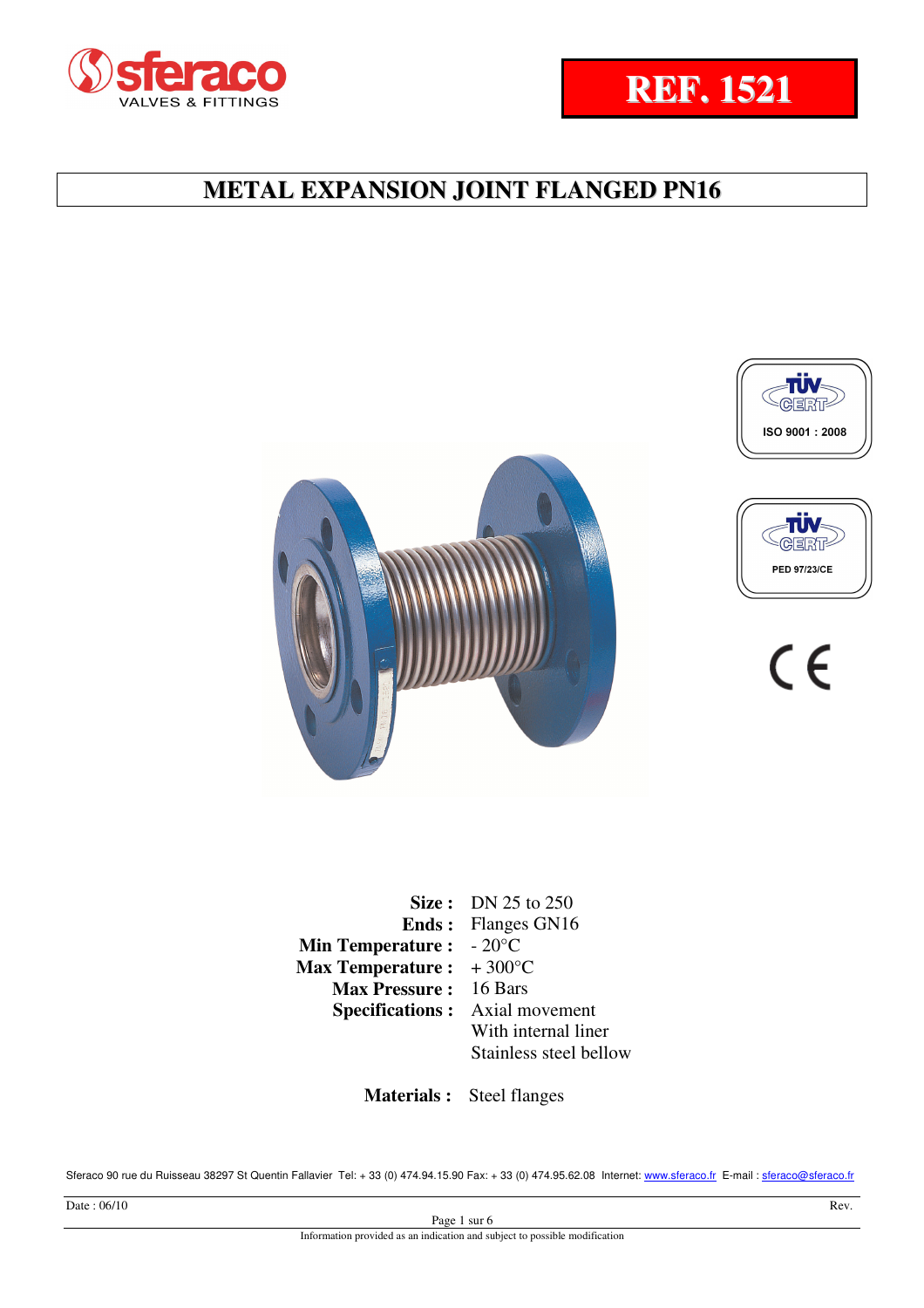REF. 1521

# METAL EXPANSION JOINT FLANGED PN16

ISO 9001 : 2008

PED 97/23/CE

| | |
|---|---|
| **Size :** | DN 25 to 250 |
| **Ends :** | Flanges GN16 |
| **Min Temperature :** | - 20°C |
| **Max Temperature :** | + 300°C |
| **Max Pressure :** | 16 Bars |
| **Specifications :** | Axial movement |
| | With internal liner |
| | Stainless steel bellow |

**Materials :** Steel flanges

Sferaco 90 rue du Ruisseau 38297 St Quentin Fallavier Tel: + 33 (0) 474.94.15.90 Fax: + 33 (0) 474.95.62.08 Internet: www.sferaco.fr E-mail : sferaco@sferaco.fr

Date : 06/10 Rev.

Information provided as an indication and subject to possible modification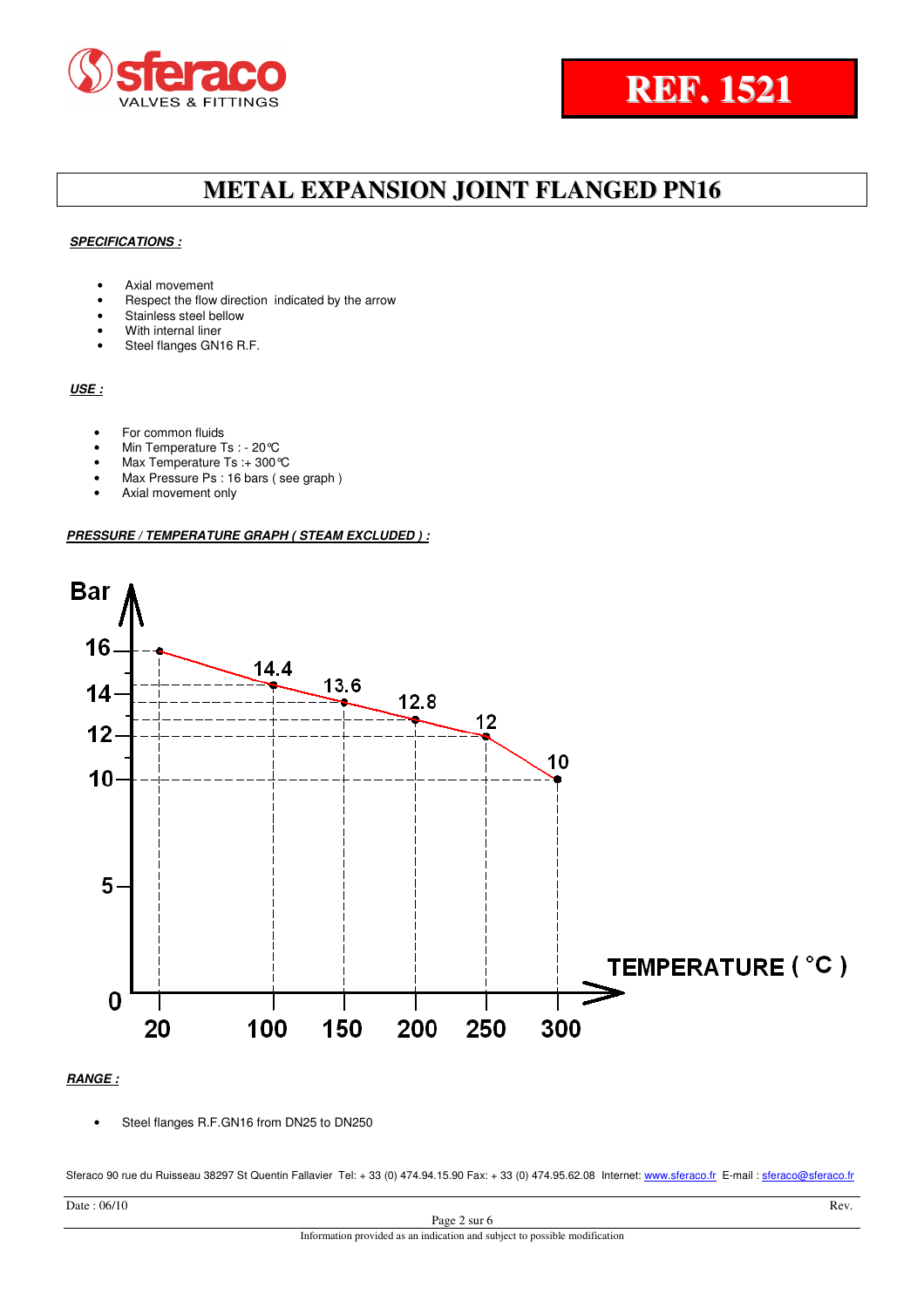REF. 1521

# METAL EXPANSION JOINT FLANGED PN16

***SPECIFICATIONS :***

- Axial movement
- Respect the flow direction indicated by the arrow
- Stainless steel bellow
- With internal liner
- Steel flanges GN16 R.F.

***USE :***

- For common fluids
- Min Temperature Ts : - 20°C
- Max Temperature Ts :+ 300°C
- Max Pressure Ps : 16 bars ( see graph )
- Axial movement only

***PRESSURE / TEMPERATURE GRAPH ( STEAM EXCLUDED ) :***

| TEMPERATURE ( °C ) | 20 | 100 | 150 | 200 | 250 | 300 |
|---|---|---|---|---|---|---|
| Bar | 16 | 14.4 | 13.6 | 12.8 | 12 | 10 |

***RANGE :***

- Steel flanges R.F.GN16 from DN25 to DN250

Sferaco 90 rue du Ruisseau 38297 St Quentin Fallavier Tel: + 33 (0) 474.94.15.90 Fax: + 33 (0) 474.95.62.08 Internet: www.sferaco.fr E-mail : sferaco@sferaco.fr

Date : 06/10 Rev.

Information provided as an indication and subject to possible modification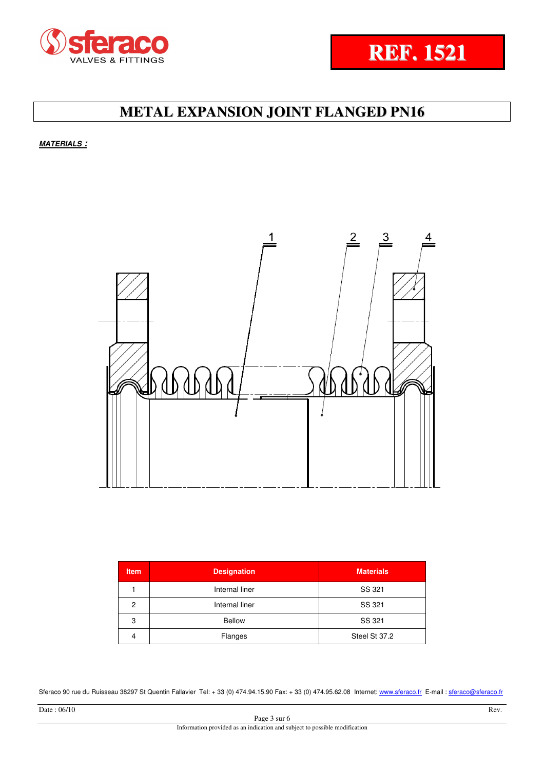REF. 1521

# METAL EXPANSION JOINT FLANGED PN16

***MATERIALS :***

| Item | Designation | Materials |
|---|---|---|
| 1 | Internal liner | SS 321 |
| 2 | Internal liner | SS 321 |
| 3 | Bellow | SS 321 |
| 4 | Flanges | Steel St 37.2 |

Sferaco 90 rue du Ruisseau 38297 St Quentin Fallavier Tel: + 33 (0) 474.94.15.90 Fax: + 33 (0) 474.95.62.08 Internet: www.sferaco.fr E-mail : sferaco@sferaco.fr

Date : 06/10 Rev.

Information provided as an indication and subject to possible modification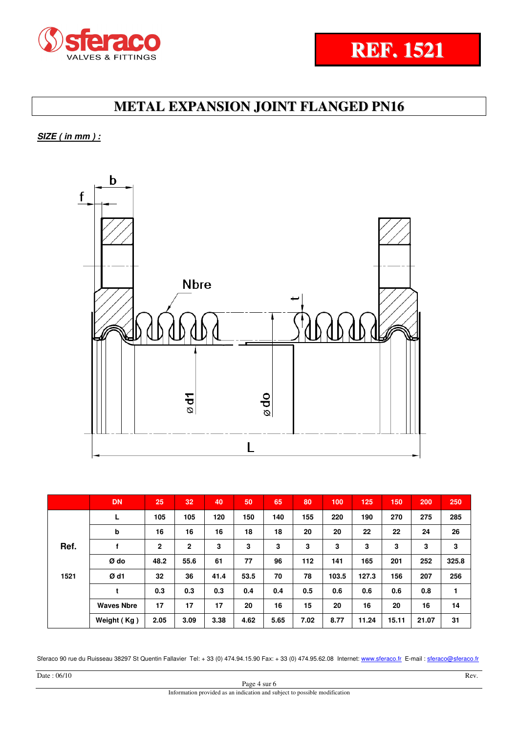# REF. 1521

## METAL EXPANSION JOINT FLANGED PN16

***SIZE ( in mm ) :***

| | DN | 25 | 32 | 40 | 50 | 65 | 80 | 100 | 125 | 150 | 200 | 250 |
|---|---|---|---|---|---|---|---|---|---|---|---|---|
| **Ref.** | **L** | 105 | 105 | 120 | 150 | 140 | 155 | 220 | 190 | 270 | 275 | 285 |
| | **b** | 16 | 16 | 16 | 18 | 18 | 20 | 20 | 22 | 22 | 24 | 26 |
| | **f** | 2 | 2 | 3 | 3 | 3 | 3 | 3 | 3 | 3 | 3 | 3 |
| | **Ø do** | 48.2 | 55.6 | 61 | 77 | 96 | 112 | 141 | 165 | 201 | 252 | 325.8 |
| **1521** | **Ø d1** | 32 | 36 | 41.4 | 53.5 | 70 | 78 | 103.5 | 127.3 | 156 | 207 | 256 |
| | **t** | 0.3 | 0.3 | 0.3 | 0.4 | 0.4 | 0.5 | 0.6 | 0.6 | 0.6 | 0.8 | 1 |
| | **Waves Nbre** | 17 | 17 | 17 | 20 | 16 | 15 | 20 | 16 | 20 | 16 | 14 |
| | **Weight ( Kg )** | 2.05 | 3.09 | 3.38 | 4.62 | 5.65 | 7.02 | 8.77 | 11.24 | 15.11 | 21.07 | 31 |

Sferaco 90 rue du Ruisseau 38297 St Quentin Fallavier Tel: + 33 (0) 474.94.15.90 Fax: + 33 (0) 474.95.62.08 Internet: www.sferaco.fr E-mail : sferaco@sferaco.fr

Date : 06/10 Rev.

Information provided as an indication and subject to possible modification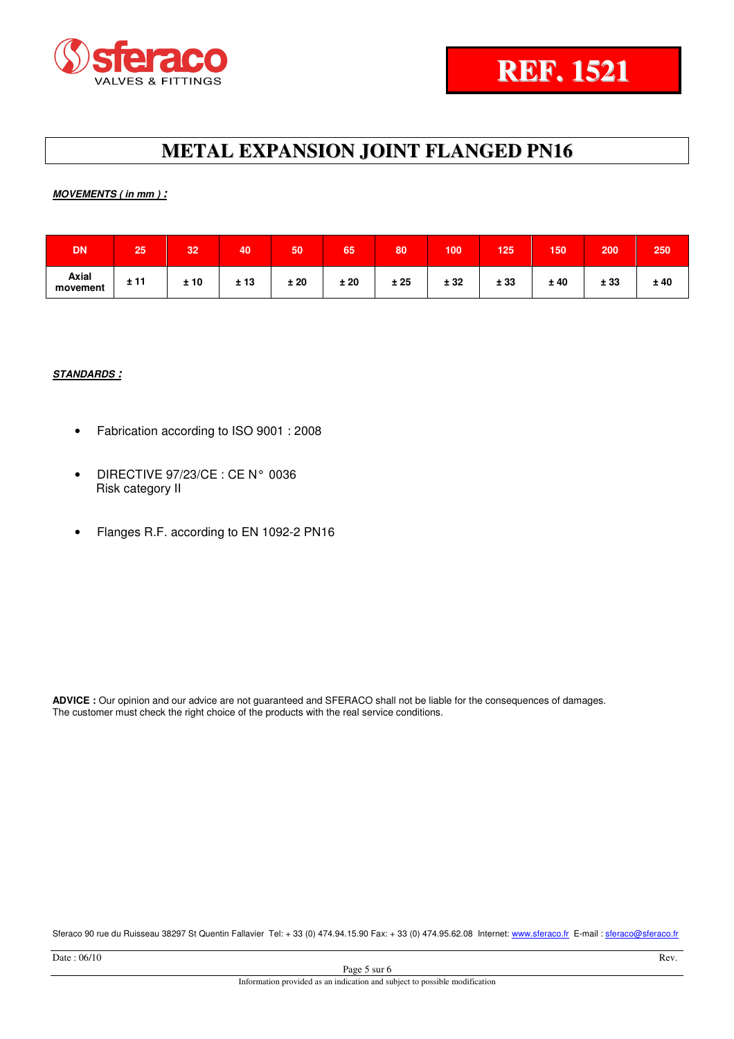# REF. 1521

## METAL EXPANSION JOINT FLANGED PN16

***MOVEMENTS ( in mm ) :***

| DN | 25 | 32 | 40 | 50 | 65 | 80 | 100 | 125 | 150 | 200 | 250 |
|---|---|---|---|---|---|---|---|---|---|---|---|
| Axial movement | ± 11 | ± 10 | ± 13 | ± 20 | ± 20 | ± 25 | ± 32 | ± 33 | ± 40 | ± 33 | ± 40 |

***STANDARDS :***

- Fabrication according to ISO 9001 : 2008
- DIRECTIVE 97/23/CE : CE N° 0036
  Risk category II
- Flanges R.F. according to EN 1092-2 PN16

**ADVICE :** Our opinion and our advice are not guaranteed and SFERACO shall not be liable for the consequences of damages.
The customer must check the right choice of the products with the real service conditions.

Sferaco 90 rue du Ruisseau 38297 St Quentin Fallavier Tel: + 33 (0) 474.94.15.90 Fax: + 33 (0) 474.95.62.08 Internet: www.sferaco.fr E-mail : sferaco@sferaco.fr

Date : 06/10 Rev.

Information provided as an indication and subject to possible modification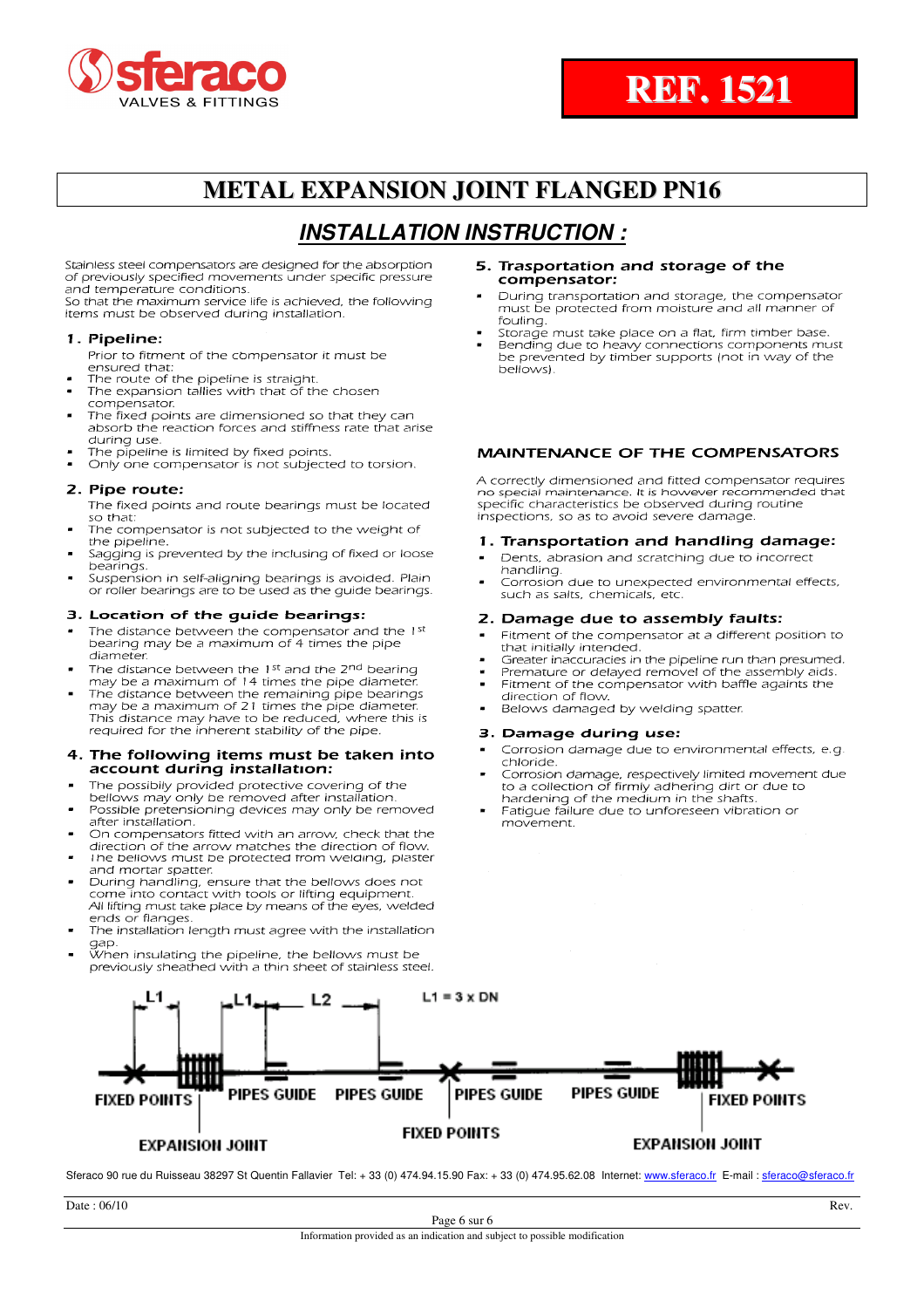sferaco
VALVES & FITTINGS

**REF. 1521**

# METAL EXPANSION JOINT FLANGED PN16

## *INSTALLATION INSTRUCTION :*

Stainless steel compensators are designed for the absorption of previously specified movements under specific pressure and temperature conditions.
So that the maximum service life is achieved, the following items must be observed during installation.

### 1. Pipeline:

Prior to fitment of the compensator it must be ensured that:

- The route of the pipeline is straight.
- The expansion tallies with that of the chosen compensator.
- The fixed points are dimensioned so that they can absorb the reaction forces and stiffness rate that arise during use.
- The pipeline is limited by fixed points.
- Only one compensator is not subjected to torsion.

### 2. Pipe route:

The fixed points and route bearings must be located so that:

- The compensator is not subjected to the weight of the pipeline.
- Sagging is prevented by the including of fixed or loose bearings.
- Suspension in self-aligning bearings is avoided. Plain or roller bearings are to be used as the guide bearings.

### 3. Location of the guide bearings:

- The distance between the compensator and the 1st bearing may be a maximum of 4 times the pipe diameter.
- The distance between the 1st and the 2nd bearing may be a maximum of 14 times the pipe diameter.
- The distance between the remaining pipe bearings may be a maximum of 21 times the pipe diameter. This distance may have to be reduced, where this is required for the inherent stability of the pipe.

### 4. The following items must be taken into account during installation:

- The possibily provided protective covering of the bellows may only be removed after installation.
- Possible pretensioning devices may only be removed after installation.
- On compensators fitted with an arrow, check that the direction of the arrow matches the direction of flow.
- The bellows must be protected from welding, plaster and mortar spatter.
- During handling, ensure that the bellows does not come into contact with tools or lifting equipment. All lifting must take place by means of the eyes, welded ends or flanges.
- The installation length must agree with the installation gap.
- When insulating the pipeline, the bellows must be previously sheathed with a thin sheet of stainless steel.

### 5. Trasportation and storage of the compensator:

- During transportation and storage, the compensator must be protected from moisture and all manner of fouling.
- Storage must take place on a flat, firm timber base.
- Bending due to heavy connections components must be prevented by timber supports (not in way of the bellows).

## MAINTENANCE OF THE COMPENSATORS

A correctly dimensioned and fitted compensator requires no special maintenance. It is however recommended that specific characteristics be observed during routine inspections, so as to avoid severe damage.

### 1. Transportation and handling damage:

- Dents, abrasion and scratching due to incorrect handling.
- Corrosion due to unexpected environmental effects, such as salts, chemicals, etc.

### 2. Damage due to assembly faults:

- Fitment of the compensator at a different position to that initially intended.
- Greater inaccuracies in the pipeline run than presumed.
- Premature or delayed removel of the assembly aids.
- Fitment of the compensator with baffle againts the direction of flow.
- Belows damaged by welding spatter.

### 3. Damage during use:

- Corrosion damage due to environmental effects, e.g. chloride.
- Corrosion damage, respectively limited movement due to a collection of firmly adhering dirt or due to hardening of the medium in the shafts.
- Fatigue failure due to unforeseen vibration or movement.

L1
L1
L2
L1 = 3 x DN
FIXED POINTS
PIPES GUIDE
PIPES GUIDE
PIPES GUIDE
PIPES GUIDE
FIXED POINTS
EXPANSION JOINT
FIXED POINTS
EXPANSION JOINT

Sferaco 90 rue du Ruisseau 38297 St Quentin Fallavier Tel: + 33 (0) 474.94.15.90 Fax: + 33 (0) 474.95.62.08 Internet: www.sferaco.fr E-mail : sferaco@sferaco.fr

Date : 06/10 Rev.

Information provided as an indication and subject to possible modification